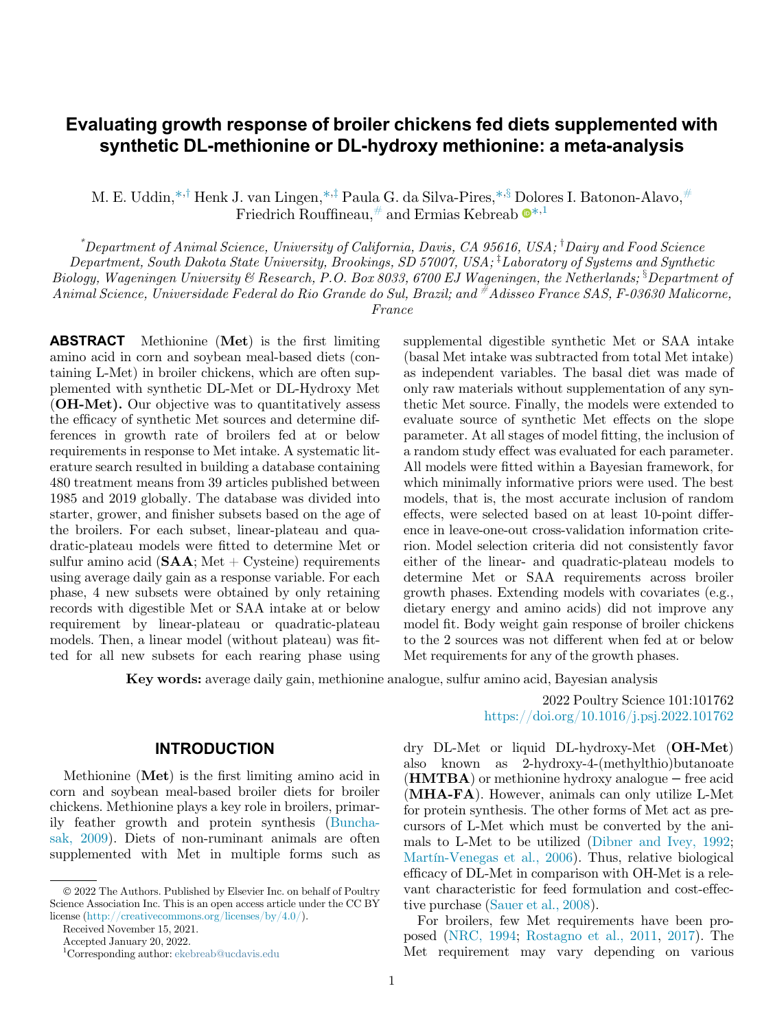# Evaluating growth response of broiler chickens fed diets supplemented with synthetic DL-methionine or DL-hydroxy methionine: a meta-analysis

M. E. Uddin,[*,†] Henk J. van Lingen,[*,‡] Paula G. da Silva-Pires,[*,§] Dolores I. Batonon-Alavo,[#] Friedrich Rouffineau,[#] and Ermias Kebreab[*,1]

[*]*Department of Animal Science, University of California, Davis, CA 95616, USA;* [†]*Dairy and Food Science Department, South Dakota State University, Brookings, SD 57007, USA;* [‡]*Laboratory of Systems and Synthetic Biology, Wageningen University & Research, P.O. Box 8033, 6700 EJ Wageningen, the Netherlands;* [§]*Department of Animal Science, Universidade Federal do Rio Grande do Sul, Brazil; and* [#]*Adisseo France SAS, F-03630 Malicorne, France*

**ABSTRACT** Methionine (**Met**) is the first limiting amino acid in corn and soybean meal-based diets (containing L-Met) in broiler chickens, which are often supplemented with synthetic DL-Met or DL-Hydroxy Met (**OH-Met).** Our objective was to quantitatively assess the efficacy of synthetic Met sources and determine differences in growth rate of broilers fed at or below requirements in response to Met intake. A systematic literature search resulted in building a database containing 480 treatment means from 39 articles published between 1985 and 2019 globally. The database was divided into starter, grower, and finisher subsets based on the age of the broilers. For each subset, linear-plateau and quadratic-plateau models were fitted to determine Met or sulfur amino acid (**SAA**; Met + Cysteine) requirements using average daily gain as a response variable. For each phase, 4 new subsets were obtained by only retaining records with digestible Met or SAA intake at or below requirement by linear-plateau or quadratic-plateau models. Then, a linear model (without plateau) was fitted for all new subsets for each rearing phase using supplemental digestible synthetic Met or SAA intake (basal Met intake was subtracted from total Met intake) as independent variables. The basal diet was made of only raw materials without supplementation of any synthetic Met source. Finally, the models were extended to evaluate source of synthetic Met effects on the slope parameter. At all stages of model fitting, the inclusion of a random study effect was evaluated for each parameter. All models were fitted within a Bayesian framework, for which minimally informative priors were used. The best models, that is, the most accurate inclusion of random effects, were selected based on at least 10-point difference in leave-one-out cross-validation information criterion. Model selection criteria did not consistently favor either of the linear- and quadratic-plateau models to determine Met or SAA requirements across broiler growth phases. Extending models with covariates (e.g., dietary energy and amino acids) did not improve any model fit. Body weight gain response of broiler chickens to the 2 sources was not different when fed at or below Met requirements for any of the growth phases.

**Key words:** average daily gain, methionine analogue, sulfur amino acid, Bayesian analysis

2022 Poultry Science 101:101762
https://doi.org/10.1016/j.psj.2022.101762

## INTRODUCTION

Methionine (**Met**) is the first limiting amino acid in corn and soybean meal-based broiler diets for broiler chickens. Methionine plays a key role in broilers, primarily feather growth and protein synthesis (Bunchasak, 2009). Diets of non-ruminant animals are often supplemented with Met in multiple forms such as dry DL-Met or liquid DL-hydroxy-Met (**OH-Met**) also known as 2-hydroxy-4-(methylthio)butanoate (**HMTBA**) or methionine hydroxy analogue − free acid (**MHA-FA**). However, animals can only utilize L-Met for protein synthesis. The other forms of Met act as precursors of L-Met which must be converted by the animals to L-Met to be utilized (Dibner and Ivey, 1992; Martín-Venegas et al., 2006). Thus, relative biological efficacy of DL-Met in comparison with OH-Met is a relevant characteristic for feed formulation and cost-effective purchase (Sauer et al., 2008).

For broilers, few Met requirements have been proposed (NRC, 1994; Rostagno et al., 2011, 2017). The Met requirement may vary depending on various

© 2022 The Authors. Published by Elsevier Inc. on behalf of Poultry Science Association Inc. This is an open access article under the CC BY license (http://creativecommons.org/licenses/by/4.0/).

Received November 15, 2021.

Accepted January 20, 2022.

[1]Corresponding author: ekebreab@ucdavis.edu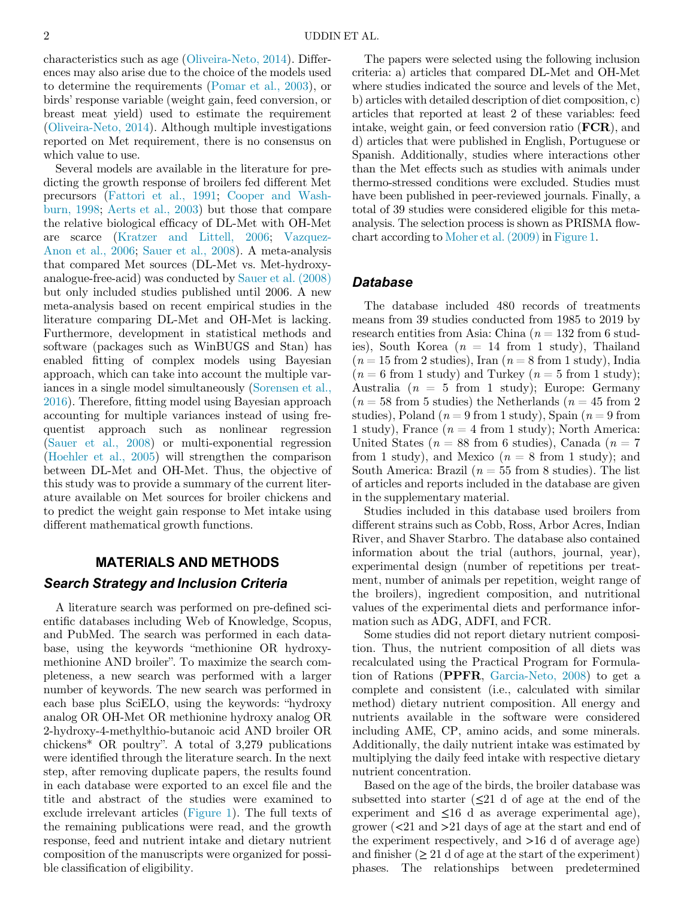characteristics such as age (Oliveira-Neto, 2014). Differences may also arise due to the choice of the models used to determine the requirements (Pomar et al., 2003), or birds' response variable (weight gain, feed conversion, or breast meat yield) used to estimate the requirement (Oliveira-Neto, 2014). Although multiple investigations reported on Met requirement, there is no consensus on which value to use.

Several models are available in the literature for predicting the growth response of broilers fed different Met precursors (Fattori et al., 1991; Cooper and Washburn, 1998; Aerts et al., 2003) but those that compare the relative biological efficacy of DL-Met with OH-Met are scarce (Kratzer and Littell, 2006; Vazquez-Anon et al., 2006; Sauer et al., 2008). A meta-analysis that compared Met sources (DL-Met vs. Met-hydroxy-analogue-free-acid) was conducted by Sauer et al. (2008) but only included studies published until 2006. A new meta-analysis based on recent empirical studies in the literature comparing DL-Met and OH-Met is lacking. Furthermore, development in statistical methods and software (packages such as WinBUGS and Stan) has enabled fitting of complex models using Bayesian approach, which can take into account the multiple variances in a single model simultaneously (Sorensen et al., 2016). Therefore, fitting model using Bayesian approach accounting for multiple variances instead of using frequentist approach such as nonlinear regression (Sauer et al., 2008) or multi-exponential regression (Hoehler et al., 2005) will strengthen the comparison between DL-Met and OH-Met. Thus, the objective of this study was to provide a summary of the current literature available on Met sources for broiler chickens and to predict the weight gain response to Met intake using different mathematical growth functions.

## MATERIALS AND METHODS

### *Search Strategy and Inclusion Criteria*

A literature search was performed on pre-defined scientific databases including Web of Knowledge, Scopus, and PubMed. The search was performed in each database, using the keywords "methionine OR hydroxy-methionine AND broiler". To maximize the search completeness, a new search was performed with a larger number of keywords. The new search was performed in each base plus SciELO, using the keywords: "hydroxy analog OR OH-Met OR methionine hydroxy analog OR 2-hydroxy-4-methylthio-butanoic acid AND broiler OR chickens* OR poultry". A total of 3,279 publications were identified through the literature search. In the next step, after removing duplicate papers, the results found in each database were exported to an excel file and the title and abstract of the studies were examined to exclude irrelevant articles (Figure 1). The full texts of the remaining publications were read, and the growth response, feed and nutrient intake and dietary nutrient composition of the manuscripts were organized for possible classification of eligibility.

The papers were selected using the following inclusion criteria: a) articles that compared DL-Met and OH-Met where studies indicated the source and levels of the Met, b) articles with detailed description of diet composition, c) articles that reported at least 2 of these variables: feed intake, weight gain, or feed conversion ratio (**FCR**), and d) articles that were published in English, Portuguese or Spanish. Additionally, studies where interactions other than the Met effects such as studies with animals under thermo-stressed conditions were excluded. Studies must have been published in peer-reviewed journals. Finally, a total of 39 studies were considered eligible for this meta-analysis. The selection process is shown as PRISMA flowchart according to Moher et al. (2009) in Figure 1.

### *Database*

The database included 480 records of treatments means from 39 studies conducted from 1985 to 2019 by research entities from Asia: China ($n = 132$ from 6 studies), South Korea ($n = 14$ from 1 study), Thailand ($n = 15$ from 2 studies), Iran ($n = 8$ from 1 study), India ($n = 6$ from 1 study) and Turkey ($n = 5$ from 1 study); Australia ($n = 5$ from 1 study); Europe: Germany ($n = 58$ from 5 studies) the Netherlands ($n = 45$ from 2 studies), Poland ($n = 9$ from 1 study), Spain ($n = 9$ from 1 study), France ($n = 4$ from 1 study); North America: United States ($n = 88$ from 6 studies), Canada ($n = 7$ from 1 study), and Mexico ($n = 8$ from 1 study); and South America: Brazil ($n = 55$ from 8 studies). The list of articles and reports included in the database are given in the supplementary material.

Studies included in this database used broilers from different strains such as Cobb, Ross, Arbor Acres, Indian River, and Shaver Starbro. The database also contained information about the trial (authors, journal, year), experimental design (number of repetitions per treatment, number of animals per repetition, weight range of the broilers), ingredient composition, and nutritional values of the experimental diets and performance information such as ADG, ADFI, and FCR.

Some studies did not report dietary nutrient composition. Thus, the nutrient composition of all diets was recalculated using the Practical Program for Formulation of Rations (**PPFR**, Garcia-Neto, 2008) to get a complete and consistent (i.e., calculated with similar method) dietary nutrient composition. All energy and nutrients available in the software were considered including AME, CP, amino acids, and some minerals. Additionally, the daily nutrient intake was estimated by multiplying the daily feed intake with respective dietary nutrient concentration.

Based on the age of the birds, the broiler database was subsetted into starter (≤21 d of age at the end of the experiment and ≤16 d as average experimental age), grower (<21 and >21 days of age at the start and end of the experiment respectively, and >16 d of average age) and finisher (≥ 21 d of age at the start of the experiment) phases. The relationships between predetermined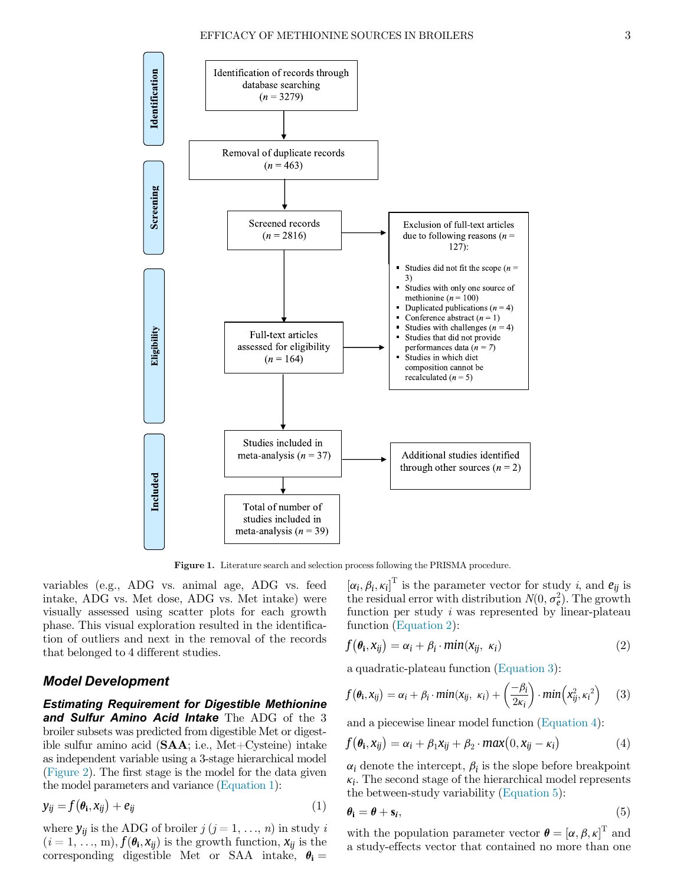Identification

Identification of records through database searching ($n$ = 3279)

Screening

Removal of duplicate records ($n$ = 463)

Screened records ($n$ = 2816)

Eligibility

Full-text articles assessed for eligibility ($n$ = 164)

Exclusion of full-text articles due to following reasons ($n$ = 127):

- Studies did not fit the scope ($n$ = 3)
- Studies with only one source of methionine ($n$ = 100)
- Duplicated publications ($n$ = 4)
- Conference abstract ($n$ = 1)
- Studies with challenges ($n$ = 4)
- Studies that did not provide performances data ($n$ = 7)
- Studies in which diet composition cannot be recalculated ($n$ = 5)

Included

Studies included in meta-analysis ($n$ = 37)

Additional studies identified through other sources ($n$ = 2)

Total of number of studies included in meta-analysis ($n$ = 39)

**Figure 1.** Literature search and selection process following the PRISMA procedure.

variables (e.g., ADG vs. animal age, ADG vs. feed intake, ADG vs. Met dose, ADG vs. Met intake) were visually assessed using scatter plots for each growth phase. This visual exploration resulted in the identification of outliers and next in the removal of the records that belonged to 4 different studies.

## Model Development

***Estimating Requirement for Digestible Methionine and Sulfur Amino Acid Intake*** The ADG of the 3 broiler subsets was predicted from digestible Met or digestible sulfur amino acid (**SAA**; i.e., Met+Cysteine) intake as independent variable using a 3-stage hierarchical model (Figure 2). The first stage is the model for the data given the model parameters and variance (Equation 1):

$$y_{ij} = f(\boldsymbol{\theta}_\mathbf{i}, x_{ij}) + e_{ij} \tag{1}$$

where $y_{ij}$ is the ADG of broiler $j$ ($j$ = 1, ..., $n$) in study $i$ ($i$ = 1, ..., m), $f(\boldsymbol{\theta}_\mathbf{i}, x_{ij})$ is the growth function, $x_{ij}$ is the corresponding digestible Met or SAA intake, $\boldsymbol{\theta}_\mathbf{i} = [\alpha_i, \beta_i, \kappa_i]^\mathrm{T}$ is the parameter vector for study $i$, and $e_{ij}$ is the residual error with distribution $N(0, \sigma_e^2)$. The growth function per study $i$ was represented by linear-plateau function (Equation 2):

$$f(\boldsymbol{\theta}_\mathbf{i}, x_{ij}) = \alpha_i + \beta_i \cdot min(x_{ij},\ \kappa_i) \tag{2}$$

a quadratic-plateau function (Equation 3):

$$f(\boldsymbol{\theta}_\mathbf{i}, x_{ij}) = \alpha_i + \beta_i \cdot min(x_{ij},\ \kappa_i) + \left(\frac{-\beta_i}{2\kappa_i}\right) \cdot min\left(x_{ij}^2, {\kappa_i}^2\right) \tag{3}$$

and a piecewise linear model function (Equation 4):

$$f(\boldsymbol{\theta}_\mathbf{i}, x_{ij}) = \alpha_i + \beta_1 x_{ij} + \beta_2 \cdot max(0, x_{ij} - \kappa_i) \tag{4}$$

$\alpha_i$ denote the intercept, $\beta_i$ is the slope before breakpoint $\kappa_i$. The second stage of the hierarchical model represents the between-study variability (Equation 5):

$$\boldsymbol{\theta}_\mathbf{i} = \boldsymbol{\theta} + \mathbf{s}_i, \tag{5}$$

with the population parameter vector $\boldsymbol{\theta} = [\alpha, \beta, \kappa]^\mathrm{T}$ and a study-effects vector that contained no more than one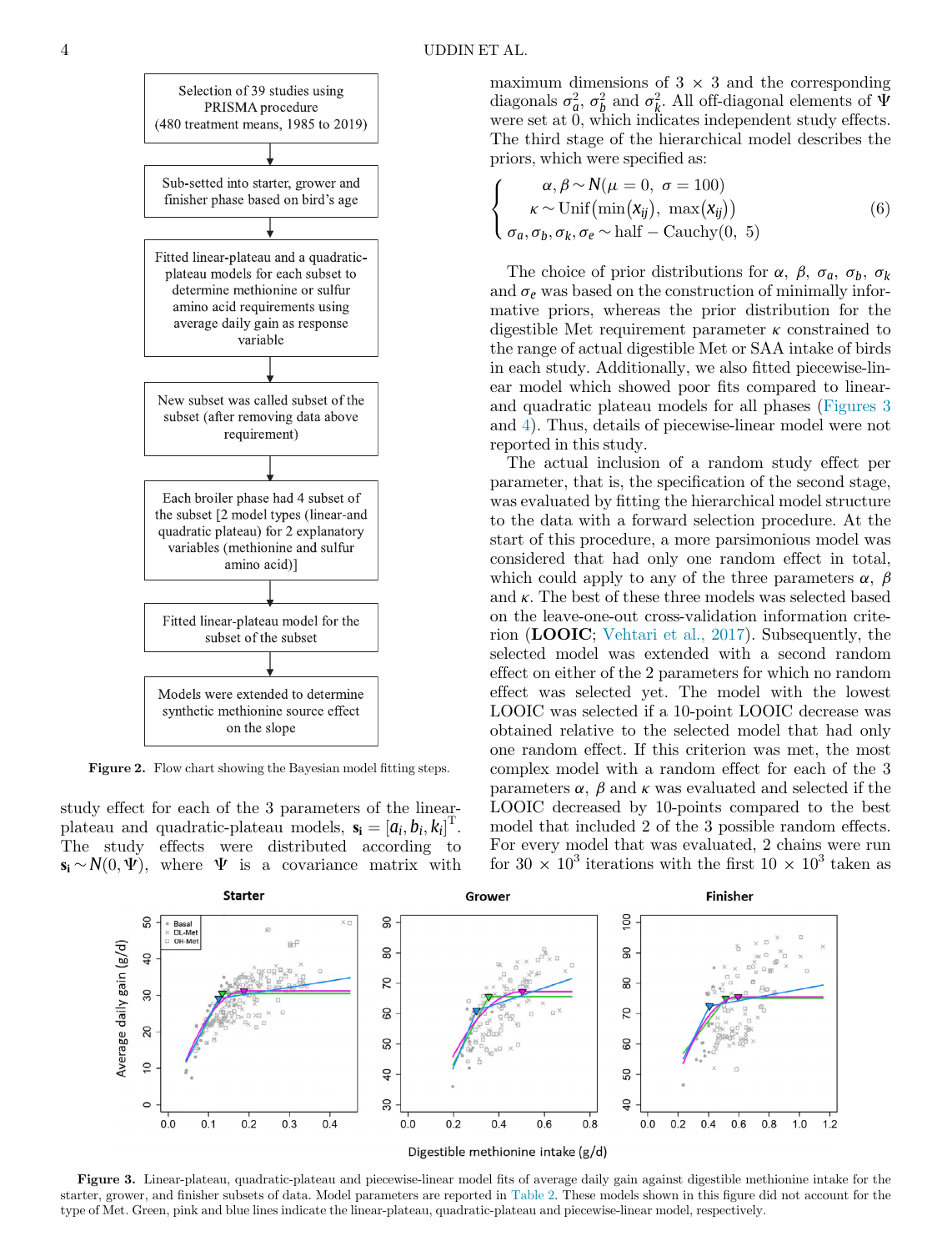Selection of 39 studies using PRISMA procedure (480 treatment means, 1985 to 2019)

Sub-setted into starter, grower and finisher phase based on bird's age

Fitted linear-plateau and a quadratic-plateau models for each subset to determine methionine or sulfur amino acid requirements using average daily gain as response variable

New subset was called subset of the subset (after removing data above requirement)

Each broiler phase had 4 subset of the subset [2 model types (linear-and quadratic plateau) for 2 explanatory variables (methionine and sulfur amino acid)]

Fitted linear-plateau model for the subset of the subset

Models were extended to determine synthetic methionine source effect on the slope

**Figure 2.** Flow chart showing the Bayesian model fitting steps.

study effect for each of the 3 parameters of the linear-plateau and quadratic-plateau models, $\mathbf{s_i} = [a_i, b_i, k_i]^{\mathrm{T}}$. The study effects were distributed according to $\mathbf{s_i} \sim N(0, \Psi)$, where $\Psi$ is a covariance matrix with maximum dimensions of $3 \times 3$ and the corresponding diagonals $\sigma_a^2$, $\sigma_b^2$ and $\sigma_k^2$. All off-diagonal elements of $\Psi$ were set at 0, which indicates independent study effects. The third stage of the hierarchical model describes the priors, which were specified as:

$$\begin{cases} \alpha, \beta \sim N(\mu = 0,\ \sigma = 100) \\ \kappa \sim \mathrm{Unif}\left(\min(x_{ij}),\ \max(x_{ij})\right) \\ \sigma_a, \sigma_b, \sigma_k, \sigma_e \sim \mathrm{half-Cauchy}(0,\ 5) \end{cases} \tag{6}$$

The choice of prior distributions for $\alpha$, $\beta$, $\sigma_a$, $\sigma_b$, $\sigma_k$ and $\sigma_e$ was based on the construction of minimally informative priors, whereas the prior distribution for the digestible Met requirement parameter $\kappa$ constrained to the range of actual digestible Met or SAA intake of birds in each study. Additionally, we also fitted piecewise-linear model which showed poor fits compared to linear- and quadratic plateau models for all phases (Figures 3 and 4). Thus, details of piecewise-linear model were not reported in this study.

The actual inclusion of a random study effect per parameter, that is, the specification of the second stage, was evaluated by fitting the hierarchical model structure to the data with a forward selection procedure. At the start of this procedure, a more parsimonious model was considered that had only one random effect in total, which could apply to any of the three parameters $\alpha$, $\beta$ and $\kappa$. The best of these three models was selected based on the leave-one-out cross-validation information criterion (**LOOIC**; Vehtari et al., 2017). Subsequently, the selected model was extended with a second random effect on either of the 2 parameters for which no random effect was selected yet. The model with the lowest LOOIC was selected if a 10-point LOOIC decrease was obtained relative to the selected model that had only one random effect. If this criterion was met, the most complex model with a random effect for each of the 3 parameters $\alpha$, $\beta$ and $\kappa$ was evaluated and selected if the LOOIC decreased by 10-points compared to the best model that included 2 of the 3 possible random effects. For every model that was evaluated, 2 chains were run for $30 \times 10^3$ iterations with the first $10 \times 10^3$ taken as

**Figure 3.** Linear-plateau, quadratic-plateau and piecewise-linear model fits of average daily gain against digestible methionine intake for the starter, grower, and finisher subsets of data. Model parameters are reported in Table 2. These models shown in this figure did not account for the type of Met. Green, pink and blue lines indicate the linear-plateau, quadratic-plateau and piecewise-linear model, respectively.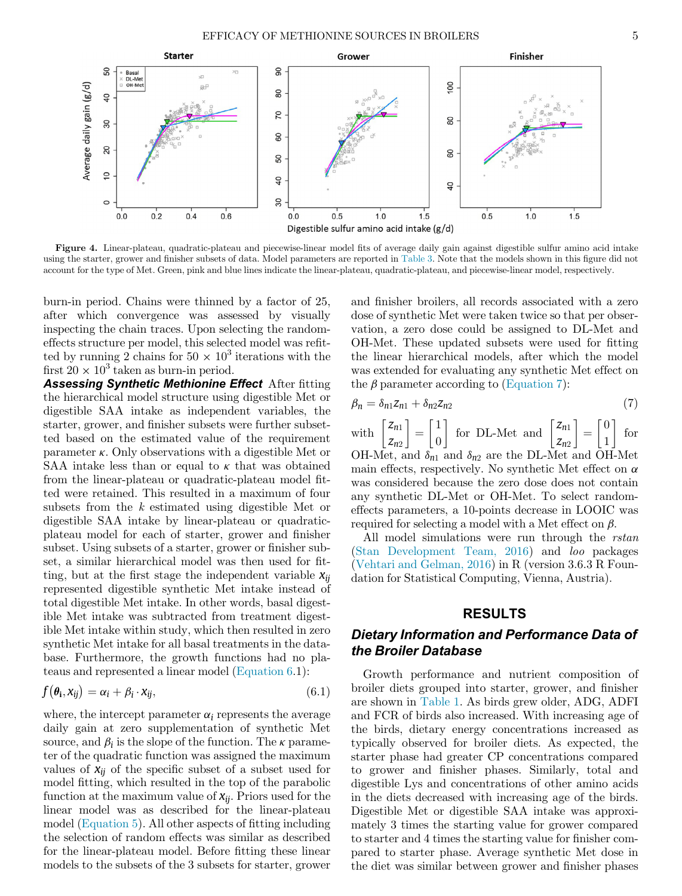**Figure 4.** Linear-plateau, quadratic-plateau and piecewise-linear model fits of average daily gain against digestible sulfur amino acid intake using the starter, grower and finisher subsets of data. Model parameters are reported in Table 3. Note that the models shown in this figure did not account for the type of Met. Green, pink and blue lines indicate the linear-plateau, quadratic-plateau, and piecewise-linear model, respectively.

burn-in period. Chains were thinned by a factor of 25, after which convergence was assessed by visually inspecting the chain traces. Upon selecting the random-effects structure per model, this selected model was refitted by running 2 chains for $50 \times 10^3$ iterations with the first $20 \times 10^3$ taken as burn-in period.

***Assessing Synthetic Methionine Effect*** After fitting the hierarchical model structure using digestible Met or digestible SAA intake as independent variables, the starter, grower, and finisher subsets were further subsetted based on the estimated value of the requirement parameter $\kappa$. Only observations with a digestible Met or SAA intake less than or equal to $\kappa$ that was obtained from the linear-plateau or quadratic-plateau model fitted were retained. This resulted in a maximum of four subsets from the $k$ estimated using digestible Met or digestible SAA intake by linear-plateau or quadratic-plateau model for each of starter, grower and finisher subset. Using subsets of a starter, grower or finisher subset, a similar hierarchical model was then used for fitting, but at the first stage the independent variable $x_{ij}$ represented digestible synthetic Met intake instead of total digestible Met intake. In other words, basal digestible Met intake was subtracted from treatment digestible Met intake within study, which then resulted in zero synthetic Met intake for all basal treatments in the database. Furthermore, the growth functions had no plateaus and represented a linear model (Equation 6.1):

$$f(\boldsymbol{\theta}_i, x_{ij}) = \alpha_i + \beta_i \cdot x_{ij}, \tag{6.1}$$

where, the intercept parameter $\alpha_i$ represents the average daily gain at zero supplementation of synthetic Met source, and $\beta_i$ is the slope of the function. The $\kappa$ parameter of the quadratic function was assigned the maximum values of $x_{ij}$ of the specific subset of a subset used for model fitting, which resulted in the top of the parabolic function at the maximum value of $x_{ij}$. Priors used for the linear model was as described for the linear-plateau model (Equation 5). All other aspects of fitting including the selection of random effects was similar as described for the linear-plateau model. Before fitting these linear models to the subsets of the 3 subsets for starter, grower and finisher broilers, all records associated with a zero dose of synthetic Met were taken twice so that per observation, a zero dose could be assigned to DL-Met and OH-Met. These updated subsets were used for fitting the linear hierarchical models, after which the model was extended for evaluating any synthetic Met effect on the $\beta$ parameter according to (Equation 7):

$$\beta_n = \delta_{n1} z_{n1} + \delta_{n2} z_{n2} \tag{7}$$

with $\begin{bmatrix} z_{n1} \\ z_{n2} \end{bmatrix} = \begin{bmatrix} 1 \\ 0 \end{bmatrix}$ for DL-Met and $\begin{bmatrix} z_{n1} \\ z_{n2} \end{bmatrix} = \begin{bmatrix} 0 \\ 1 \end{bmatrix}$ for OH-Met, and $\delta_{n1}$ and $\delta_{n2}$ are the DL-Met and OH-Met main effects, respectively. No synthetic Met effect on $\alpha$ was considered because the zero dose does not contain any synthetic DL-Met or OH-Met. To select random-effects parameters, a 10-points decrease in LOOIC was required for selecting a model with a Met effect on $\beta$.

All model simulations were run through the *rstan* (Stan Development Team, 2016) and *loo* packages (Vehtari and Gelman, 2016) in R (version 3.6.3 R Foundation for Statistical Computing, Vienna, Austria).

## RESULTS

### *Dietary Information and Performance Data of the Broiler Database*

Growth performance and nutrient composition of broiler diets grouped into starter, grower, and finisher are shown in Table 1. As birds grew older, ADG, ADFI and FCR of birds also increased. With increasing age of the birds, dietary energy concentrations increased as typically observed for broiler diets. As expected, the starter phase had greater CP concentrations compared to grower and finisher phases. Similarly, total and digestible Lys and concentrations of other amino acids in the diets decreased with increasing age of the birds. Digestible Met or digestible SAA intake was approximately 3 times the starting value for grower compared to starter and 4 times the starting value for finisher compared to starter phase. Average synthetic Met dose in the diet was similar between grower and finisher phases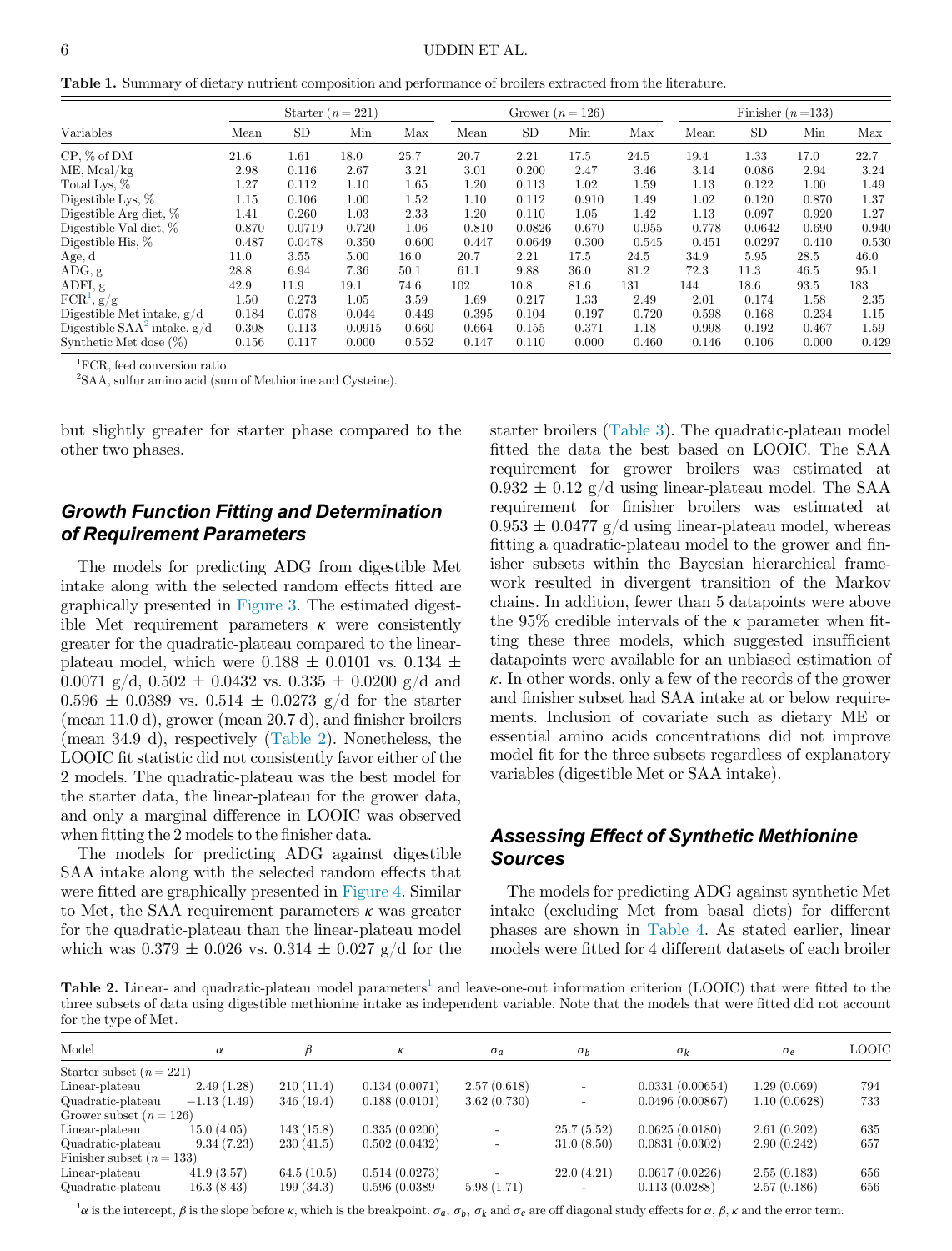**Table 1.** Summary of dietary nutrient composition and performance of broilers extracted from the literature.

| Variables | Starter ($n = 221$) | | | | Grower ($n = 126$) | | | | Finisher ($n = 133$) | | | |
|---|---|---|---|---|---|---|---|---|---|---|---|---|
| | Mean | SD | Min | Max | Mean | SD | Min | Max | Mean | SD | Min | Max |
| CP, % of DM | 21.6 | 1.61 | 18.0 | 25.7 | 20.7 | 2.21 | 17.5 | 24.5 | 19.4 | 1.33 | 17.0 | 22.7 |
| ME, Mcal/kg | 2.98 | 0.116 | 2.67 | 3.21 | 3.01 | 0.200 | 2.47 | 3.46 | 3.14 | 0.086 | 2.94 | 3.24 |
| Total Lys, % | 1.27 | 0.112 | 1.10 | 1.65 | 1.20 | 0.113 | 1.02 | 1.59 | 1.13 | 0.122 | 1.00 | 1.49 |
| Digestible Lys, % | 1.15 | 0.106 | 1.00 | 1.52 | 1.10 | 0.112 | 0.910 | 1.49 | 1.02 | 0.120 | 0.870 | 1.37 |
| Digestible Arg diet, % | 1.41 | 0.260 | 1.03 | 2.33 | 1.20 | 0.110 | 1.05 | 1.42 | 1.13 | 0.097 | 0.920 | 1.27 |
| Digestible Val diet, % | 0.870 | 0.0719 | 0.720 | 1.06 | 0.810 | 0.0826 | 0.670 | 0.955 | 0.778 | 0.0642 | 0.690 | 0.940 |
| Digestible His, % | 0.487 | 0.0478 | 0.350 | 0.600 | 0.447 | 0.0649 | 0.300 | 0.545 | 0.451 | 0.0297 | 0.410 | 0.530 |
| Age, d | 11.0 | 3.55 | 5.00 | 16.0 | 20.7 | 2.21 | 17.5 | 24.5 | 34.9 | 5.95 | 28.5 | 46.0 |
| ADG, g | 28.8 | 6.94 | 7.36 | 50.1 | 61.1 | 9.88 | 36.0 | 81.2 | 72.3 | 11.3 | 46.5 | 95.1 |
| ADFI, g | 42.9 | 11.9 | 19.1 | 74.6 | 102 | 10.8 | 81.6 | 131 | 144 | 18.6 | 93.5 | 183 |
| FCR[1], g/g | 1.50 | 0.273 | 1.05 | 3.59 | 1.69 | 0.217 | 1.33 | 2.49 | 2.01 | 0.174 | 1.58 | 2.35 |
| Digestible Met intake, g/d | 0.184 | 0.078 | 0.044 | 0.449 | 0.395 | 0.104 | 0.197 | 0.720 | 0.598 | 0.168 | 0.234 | 1.15 |
| Digestible SAA[2] intake, g/d | 0.308 | 0.113 | 0.0915 | 0.660 | 0.664 | 0.155 | 0.371 | 1.18 | 0.998 | 0.192 | 0.467 | 1.59 |
| Synthetic Met dose (%) | 0.156 | 0.117 | 0.000 | 0.552 | 0.147 | 0.110 | 0.000 | 0.460 | 0.146 | 0.106 | 0.000 | 0.429 |

[1]FCR, feed conversion ratio.
[2]SAA, sulfur amino acid (sum of Methionine and Cysteine).

but slightly greater for starter phase compared to the other two phases.

## Growth Function Fitting and Determination of Requirement Parameters

The models for predicting ADG from digestible Met intake along with the selected random effects fitted are graphically presented in Figure 3. The estimated digestible Met requirement parameters $\kappa$ were consistently greater for the quadratic-plateau compared to the linear-plateau model, which were $0.188 \pm 0.0101$ vs. $0.134 \pm 0.0071$ g/d, $0.502 \pm 0.0432$ vs. $0.335 \pm 0.0200$ g/d and $0.596 \pm 0.0389$ vs. $0.514 \pm 0.0273$ g/d for the starter (mean 11.0 d), grower (mean 20.7 d), and finisher broilers (mean 34.9 d), respectively (Table 2). Nonetheless, the LOOIC fit statistic did not consistently favor either of the 2 models. The quadratic-plateau was the best model for the starter data, the linear-plateau for the grower data, and only a marginal difference in LOOIC was observed when fitting the 2 models to the finisher data.

The models for predicting ADG against digestible SAA intake along with the selected random effects that were fitted are graphically presented in Figure 4. Similar to Met, the SAA requirement parameters $\kappa$ was greater for the quadratic-plateau than the linear-plateau model which was $0.379 \pm 0.026$ vs. $0.314 \pm 0.027$ g/d for the starter broilers (Table 3). The quadratic-plateau model fitted the data the best based on LOOIC. The SAA requirement for grower broilers was estimated at $0.932 \pm 0.12$ g/d using linear-plateau model. The SAA requirement for finisher broilers was estimated at $0.953 \pm 0.0477$ g/d using linear-plateau model, whereas fitting a quadratic-plateau model to the grower and finisher subsets within the Bayesian hierarchical framework resulted in divergent transition of the Markov chains. In addition, fewer than 5 datapoints were above the 95% credible intervals of the $\kappa$ parameter when fitting these three models, which suggested insufficient datapoints were available for an unbiased estimation of $\kappa$. In other words, only a few of the records of the grower and finisher subset had SAA intake at or below requirements. Inclusion of covariate such as dietary ME or essential amino acids concentrations did not improve model fit for the three subsets regardless of explanatory variables (digestible Met or SAA intake).

## Assessing Effect of Synthetic Methionine Sources

The models for predicting ADG against synthetic Met intake (excluding Met from basal diets) for different phases are shown in Table 4. As stated earlier, linear models were fitted for 4 different datasets of each broiler

**Table 2.** Linear- and quadratic-plateau model parameters[1] and leave-one-out information criterion (LOOIC) that were fitted to the three subsets of data using digestible methionine intake as independent variable. Note that the models that were fitted did not account for the type of Met.

| Model | $\alpha$ | $\beta$ | $\kappa$ | $\sigma_a$ | $\sigma_b$ | $\sigma_k$ | $\sigma_e$ | LOOIC |
|---|---|---|---|---|---|---|---|---|
| Starter subset ($n = 221$) | | | | | | | | |
| Linear-plateau | 2.49 (1.28) | 210 (11.4) | 0.134 (0.0071) | 2.57 (0.618) | - | 0.0331 (0.00654) | 1.29 (0.069) | 794 |
| Quadratic-plateau | −1.13 (1.49) | 346 (19.4) | 0.188 (0.0101) | 3.62 (0.730) | - | 0.0496 (0.00867) | 1.10 (0.0628) | 733 |
| Grower subset ($n = 126$) | | | | | | | | |
| Linear-plateau | 15.0 (4.05) | 143 (15.8) | 0.335 (0.0200) | - | 25.7 (5.52) | 0.0625 (0.0180) | 2.61 (0.202) | 635 |
| Quadratic-plateau | 9.34 (7.23) | 230 (41.5) | 0.502 (0.0432) | - | 31.0 (8.50) | 0.0831 (0.0302) | 2.90 (0.242) | 657 |
| Finisher subset ($n = 133$) | | | | | | | | |
| Linear-plateau | 41.9 (3.57) | 64.5 (10.5) | 0.514 (0.0273) | - | 22.0 (4.21) | 0.0617 (0.0226) | 2.55 (0.183) | 656 |
| Quadratic-plateau | 16.3 (8.43) | 199 (34.3) | 0.596 (0.0389 | 5.98 (1.71) | - | 0.113 (0.0288) | 2.57 (0.186) | 656 |

[1]$\alpha$ is the intercept, $\beta$ is the slope before $\kappa$, which is the breakpoint. $\sigma_a$, $\sigma_b$, $\sigma_k$ and $\sigma_e$ are off diagonal study effects for $\alpha$, $\beta$, $\kappa$ and the error term.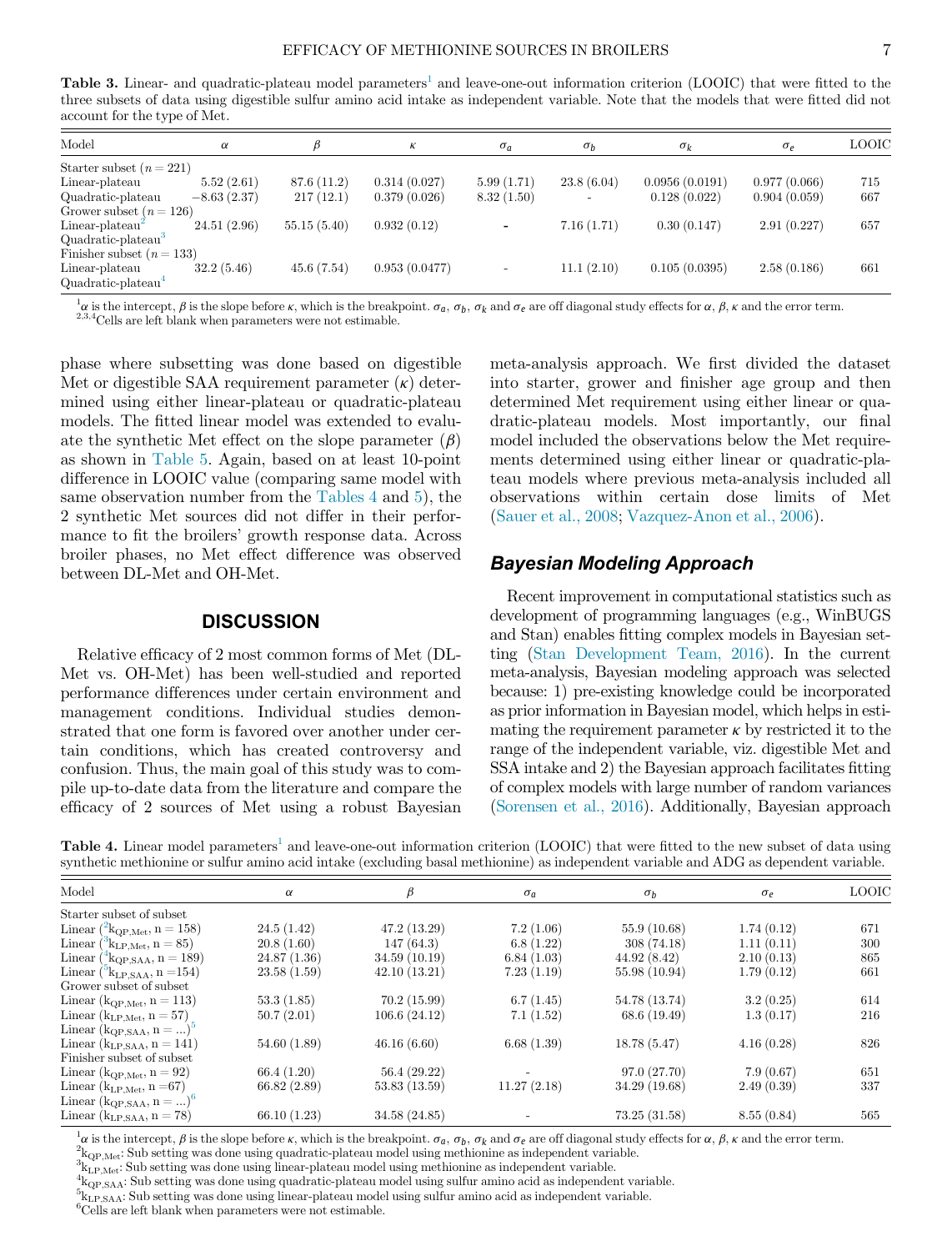**Table 3.** Linear- and quadratic-plateau model parameters[1] and leave-one-out information criterion (LOOIC) that were fitted to the three subsets of data using digestible sulfur amino acid intake as independent variable. Note that the models that were fitted did not account for the type of Met.

| Model | $\alpha$ | $\beta$ | $\kappa$ | $\sigma_a$ | $\sigma_b$ | $\sigma_k$ | $\sigma_e$ | LOOIC |
|---|---|---|---|---|---|---|---|---|
| Starter subset ($n = 221$) | | | | | | | | |
| Linear-plateau | 5.52 (2.61) | 87.6 (11.2) | 0.314 (0.027) | 5.99 (1.71) | 23.8 (6.04) | 0.0956 (0.0191) | 0.977 (0.066) | 715 |
| Quadratic-plateau | −8.63 (2.37) | 217 (12.1) | 0.379 (0.026) | 8.32 (1.50) | - | 0.128 (0.022) | 0.904 (0.059) | 667 |
| Grower subset ($n = 126$) | | | | | | | | |
| Linear-plateau[2] | 24.51 (2.96) | 55.15 (5.40) | 0.932 (0.12) | - | 7.16 (1.71) | 0.30 (0.147) | 2.91 (0.227) | 657 |
| Quadratic-plateau[3] | | | | | | | | |
| Finisher subset ($n = 133$) | | | | | | | | |
| Linear-plateau | 32.2 (5.46) | 45.6 (7.54) | 0.953 (0.0477) | - | 11.1 (2.10) | 0.105 (0.0395) | 2.58 (0.186) | 661 |
| Quadratic-plateau[4] | | | | | | | | |

[1]$\alpha$ is the intercept, $\beta$ is the slope before $\kappa$, which is the breakpoint. $\sigma_a$, $\sigma_b$, $\sigma_k$ and $\sigma_e$ are off diagonal study effects for $\alpha$, $\beta$, $\kappa$ and the error term.
[2,3,4]Cells are left blank when parameters were not estimable.

phase where subsetting was done based on digestible Met or digestible SAA requirement parameter ($\kappa$) determined using either linear-plateau or quadratic-plateau models. The fitted linear model was extended to evaluate the synthetic Met effect on the slope parameter ($\beta$) as shown in Table 5. Again, based on at least 10-point difference in LOOIC value (comparing same model with same observation number from the Tables 4 and 5), the 2 synthetic Met sources did not differ in their performance to fit the broilers' growth response data. Across broiler phases, no Met effect difference was observed between DL-Met and OH-Met.

## DISCUSSION

Relative efficacy of 2 most common forms of Met (DL-Met vs. OH-Met) has been well-studied and reported performance differences under certain environment and management conditions. Individual studies demonstrated that one form is favored over another under certain conditions, which has created controversy and confusion. Thus, the main goal of this study was to compile up-to-date data from the literature and compare the efficacy of 2 sources of Met using a robust Bayesian meta-analysis approach. We first divided the dataset into starter, grower and finisher age group and then determined Met requirement using either linear or quadratic-plateau models. Most importantly, our final model included the observations below the Met requirements determined using either linear or quadratic-plateau models where previous meta-analysis included all observations within certain dose limits of Met (Sauer et al., 2008; Vazquez-Anon et al., 2006).

### *Bayesian Modeling Approach*

Recent improvement in computational statistics such as development of programming languages (e.g., WinBUGS and Stan) enables fitting complex models in Bayesian setting (Stan Development Team, 2016). In the current meta-analysis, Bayesian modeling approach was selected because: 1) pre-existing knowledge could be incorporated as prior information in Bayesian model, which helps in estimating the requirement parameter $\kappa$ by restricted it to the range of the independent variable, viz. digestible Met and SSA intake and 2) the Bayesian approach facilitates fitting of complex models with large number of random variances (Sorensen et al., 2016). Additionally, Bayesian approach

**Table 4.** Linear model parameters[1] and leave-one-out information criterion (LOOIC) that were fitted to the new subset of data using synthetic methionine or sulfur amino acid intake (excluding basal methionine) as independent variable and ADG as dependent variable.

| Model | $\alpha$ | $\beta$ | $\sigma_a$ | $\sigma_b$ | $\sigma_e$ | LOOIC |
|---|---|---|---|---|---|---|
| Starter subset of subset | | | | | | |
| Linear ([2]$k_{QP,Met}$, n = 158) | 24.5 (1.42) | 47.2 (13.29) | 7.2 (1.06) | 55.9 (10.68) | 1.74 (0.12) | 671 |
| Linear ([3]$k_{LP,Met}$, n = 85) | 20.8 (1.60) | 147 (64.3) | 6.8 (1.22) | 308 (74.18) | 1.11 (0.11) | 300 |
| Linear ([4]$k_{QP,SAA}$, n = 189) | 24.87 (1.36) | 34.59 (10.19) | 6.84 (1.03) | 44.92 (8.42) | 2.10 (0.13) | 865 |
| Linear ([5]$k_{LP,SAA}$, n =154) | 23.58 (1.59) | 42.10 (13.21) | 7.23 (1.19) | 55.98 (10.94) | 1.79 (0.12) | 661 |
| Grower subset of subset | | | | | | |
| Linear ($k_{QP,Met}$, n = 113) | 53.3 (1.85) | 70.2 (15.99) | 6.7 (1.45) | 54.78 (13.74) | 3.2 (0.25) | 614 |
| Linear ($k_{LP,Met}$, n = 57) | 50.7 (2.01) | 106.6 (24.12) | 7.1 (1.52) | 68.6 (19.49) | 1.3 (0.17) | 216 |
| Linear ($k_{QP,SAA}$, n = ...)[5] | | | | | | |
| Linear ($k_{LP,SAA}$, n = 141) | 54.60 (1.89) | 46.16 (6.60) | 6.68 (1.39) | 18.78 (5.47) | 4.16 (0.28) | 826 |
| Finisher subset of subset | | | | | | |
| Linear ($k_{QP,Met}$, n = 92) | 66.4 (1.20) | 56.4 (29.22) | - | 97.0 (27.70) | 7.9 (0.67) | 651 |
| Linear ($k_{LP,Met}$, n =67) | 66.82 (2.89) | 53.83 (13.59) | 11.27 (2.18) | 34.29 (19.68) | 2.49 (0.39) | 337 |
| Linear ($k_{QP,SAA}$, n = ...)[6] | | | | | | |
| Linear ($k_{LP,SAA}$, n = 78) | 66.10 (1.23) | 34.58 (24.85) | - | 73.25 (31.58) | 8.55 (0.84) | 565 |

[1]$\alpha$ is the intercept, $\beta$ is the slope before $\kappa$, which is the breakpoint. $\sigma_a$, $\sigma_b$, $\sigma_k$ and $\sigma_e$ are off diagonal study effects for $\alpha$, $\beta$, $\kappa$ and the error term.
[2]$k_{QP,Met}$: Sub setting was done using quadratic-plateau model using methionine as independent variable.
[3]$k_{LP,Met}$: Sub setting was done using linear-plateau model using methionine as independent variable.
[4]$k_{QP,SAA}$: Sub setting was done using quadratic-plateau model using sulfur amino acid as independent variable.
[5]$k_{LP,SAA}$: Sub setting was done using linear-plateau model using sulfur amino acid as independent variable.
[6]Cells are left blank when parameters were not estimable.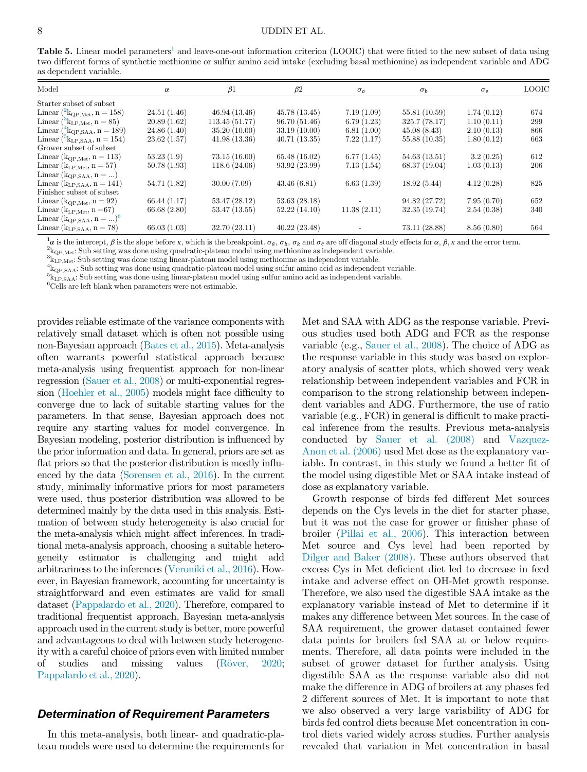**Table 5.** Linear model parameters[1] and leave-one-out information criterion (LOOIC) that were fitted to the new subset of data using two different forms of synthetic methionine or sulfur amino acid intake (excluding basal methionine) as independent variable and ADG as dependent variable.

| Model | $\alpha$ | $\beta1$ | $\beta2$ | $\sigma_a$ | $\sigma_b$ | $\sigma_e$ | LOOIC |
|---|---|---|---|---|---|---|---|
| Starter subset of subset | | | | | | | |
| Linear ([2]$k_{QP,Met}$, n = 158) | 24.51 (1.46) | 46.94 (13.46) | 45.78 (13.45) | 7.19 (1.09) | 55.81 (10.59) | 1.74 (0.12) | 674 |
| Linear ([3]$k_{LP,Met}$, n = 85) | 20.89 (1.62) | 113.45 (51.77) | 96.70 (51.46) | 6.79 (1.23) | 325.7 (78.17) | 1.10 (0.11) | 299 |
| Linear ([4]$k_{QP,SAA}$, n = 189) | 24.86 (1.40) | 35.20 (10.00) | 33.19 (10.00) | 6.81 (1.00) | 45.08 (8.43) | 2.10 (0.13) | 866 |
| Linear ([5]$k_{LP,SAA}$, n = 154) | 23.62 (1.57) | 41.98 (13.36) | 40.71 (13.35) | 7.22 (1.17) | 55.88 (10.35) | 1.80 (0.12) | 663 |
| Grower subset of subset | | | | | | | |
| Linear ($k_{QP,Met}$, n = 113) | 53.23 (1.9) | 73.15 (16.00) | 65.48 (16.02) | 6.77 (1.45) | 54.63 (13.51) | 3.2 (0.25) | 612 |
| Linear ($k_{LP,Met}$, n = 57) | 50.78 (1.93) | 118.6 (24.06) | 93.92 (23.99) | 7.13 (1.54) | 68.37 (19.04) | 1.03 (0.13) | 206 |
| Linear ($k_{QP,SAA}$, n = ...) | | | | | | | |
| Linear ($k_{LP,SAA}$, n = 141) | 54.71 (1.82) | 30.00 (7.09) | 43.46 (6.81) | 6.63 (1.39) | 18.92 (5.44) | 4.12 (0.28) | 825 |
| Finisher subset of subset | | | | | | | |
| Linear ($k_{QP,Met}$, n = 92) | 66.44 (1.17) | 53.47 (28.12) | 53.63 (28.18) | - | 94.82 (27.72) | 7.95 (0.70) | 652 |
| Linear ($k_{LP,Met}$, n =67) | 66.68 (2.80) | 53.47 (13.55) | 52.22 (14.10) | 11.38 (2.11) | 32.35 (19.74) | 2.54 (0.38) | 340 |
| Linear ($k_{QP,SAA}$, n = ...)[6] | | | | | | | |
| Linear ($k_{LP,SAA}$, n = 78) | 66.03 (1.03) | 32.70 (23.11) | 40.22 (23.48) | - | 73.11 (28.88) | 8.56 (0.80) | 564 |

[1] $\alpha$ is the intercept, $\beta$ is the slope before $\kappa$, which is the breakpoint. $\sigma_a$, $\sigma_b$, $\sigma_k$ and $\sigma_e$ are off diagonal study effects for $\alpha$, $\beta$, $\kappa$ and the error term.
[2] $k_{QP,Met}$: Sub setting was done using quadratic-plateau model using methionine as independent variable.
[3] $k_{LP,Met}$: Sub setting was done using linear-plateau model using methionine as independent variable.
[4] $k_{QP,SAA}$: Sub setting was done using quadratic-plateau model using sulfur amino acid as independent variable.
[5] $k_{LP,SAA}$: Sub setting was done using linear-plateau model using sulfur amino acid as independent variable.
[6] Cells are left blank when parameters were not estimable.

provides reliable estimate of the variance components with relatively small dataset which is often not possible using non-Bayesian approach (Bates et al., 2015). Meta-analysis often warrants powerful statistical approach because meta-analysis using frequentist approach for non-linear regression (Sauer et al., 2008) or multi-exponential regression (Hoehler et al., 2005) models might face difficulty to converge due to lack of suitable starting values for the parameters. In that sense, Bayesian approach does not require any starting values for model convergence. In Bayesian modeling, posterior distribution is influenced by the prior information and data. In general, priors are set as flat priors so that the posterior distribution is mostly influenced by the data (Sorensen et al., 2016). In the current study, minimally informative priors for most parameters were used, thus posterior distribution was allowed to be determined mainly by the data used in this analysis. Estimation of between study heterogeneity is also crucial for the meta-analysis which might affect inferences. In traditional meta-analysis approach, choosing a suitable heterogeneity estimator is challenging and might add arbitrariness to the inferences (Veroniki et al., 2016). However, in Bayesian framework, accounting for uncertainty is straightforward and even estimates are valid for small dataset (Pappalardo et al., 2020). Therefore, compared to traditional frequentist approach, Bayesian meta-analysis approach used in the current study is better, more powerful and advantageous to deal with between study heterogeneity with a careful choice of priors even with limited number of studies and missing values (Röver, 2020; Pappalardo et al., 2020).

## Determination of Requirement Parameters

In this meta-analysis, both linear- and quadratic-plateau models were used to determine the requirements for Met and SAA with ADG as the response variable. Previous studies used both ADG and FCR as the response variable (e.g., Sauer et al., 2008). The choice of ADG as the response variable in this study was based on exploratory analysis of scatter plots, which showed very weak relationship between independent variables and FCR in comparison to the strong relationship between independent variables and ADG. Furthermore, the use of ratio variable (e.g., FCR) in general is difficult to make practical inference from the results. Previous meta-analysis conducted by Sauer et al. (2008) and Vazquez-Anon et al. (2006) used Met dose as the explanatory variable. In contrast, in this study we found a better fit of the model using digestible Met or SAA intake instead of dose as explanatory variable.

Growth response of birds fed different Met sources depends on the Cys levels in the diet for starter phase, but it was not the case for grower or finisher phase of broiler (Pillai et al., 2006). This interaction between Met source and Cys level had been reported by Dilger and Baker (2008). These authors observed that excess Cys in Met deficient diet led to decrease in feed intake and adverse effect on OH-Met growth response. Therefore, we also used the digestible SAA intake as the explanatory variable instead of Met to determine if it makes any difference between Met sources. In the case of SAA requirement, the grower dataset contained fewer data points for broilers fed SAA at or below requirements. Therefore, all data points were included in the subset of grower dataset for further analysis. Using digestible SAA as the response variable also did not make the difference in ADG of broilers at any phases fed 2 different sources of Met. It is important to note that we also observed a very large variability of ADG for birds fed control diets because Met concentration in control diets varied widely across studies. Further analysis revealed that variation in Met concentration in basal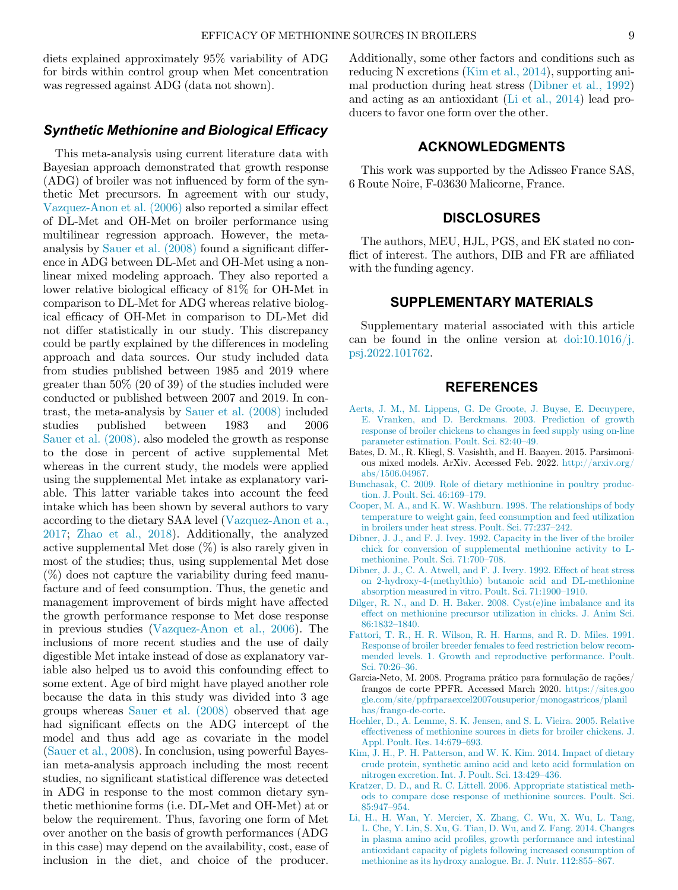diets explained approximately 95% variability of ADG for birds within control group when Met concentration was regressed against ADG (data not shown).

### Synthetic Methionine and Biological Efficacy

This meta-analysis using current literature data with Bayesian approach demonstrated that growth response (ADG) of broiler was not influenced by form of the synthetic Met precursors. In agreement with our study, Vazquez-Anon et al. (2006) also reported a similar effect of DL-Met and OH-Met on broiler performance using multilinear regression approach. However, the meta-analysis by Sauer et al. (2008) found a significant difference in ADG between DL-Met and OH-Met using a non-linear mixed modeling approach. They also reported a lower relative biological efficacy of 81% for OH-Met in comparison to DL-Met for ADG whereas relative biological efficacy of OH-Met in comparison to DL-Met did not differ statistically in our study. This discrepancy could be partly explained by the differences in modeling approach and data sources. Our study included data from studies published between 1985 and 2019 where greater than 50% (20 of 39) of the studies included were conducted or published between 2007 and 2019. In contrast, the meta-analysis by Sauer et al. (2008) included studies published between 1983 and 2006 Sauer et al. (2008). also modeled the growth as response to the dose in percent of active supplemental Met whereas in the current study, the models were applied using the supplemental Met intake as explanatory variable. This latter variable takes into account the feed intake which has been shown by several authors to vary according to the dietary SAA level (Vazquez-Anon et al., 2017; Zhao et al., 2018). Additionally, the analyzed active supplemental Met dose (%) is also rarely given in most of the studies; thus, using supplemental Met dose (%) does not capture the variability during feed manufacture and of feed consumption. Thus, the genetic and management improvement of birds might have affected the growth performance response to Met dose response in previous studies (Vazquez-Anon et al., 2006). The inclusions of more recent studies and the use of daily digestible Met intake instead of dose as explanatory variable also helped us to avoid this confounding effect to some extent. Age of bird might have played another role because the data in this study was divided into 3 age groups whereas Sauer et al. (2008) observed that age had significant effects on the ADG intercept of the model and thus add age as covariate in the model (Sauer et al., 2008). In conclusion, using powerful Bayesian meta-analysis approach including the most recent studies, no significant statistical difference was detected in ADG in response to the most common dietary synthetic methionine forms (i.e. DL-Met and OH-Met) at or below the requirement. Thus, favoring one form of Met over another on the basis of growth performances (ADG in this case) may depend on the availability, cost, ease of inclusion in the diet, and choice of the producer. Additionally, some other factors and conditions such as reducing N excretions (Kim et al., 2014), supporting animal production during heat stress (Dibner et al., 1992) and acting as an antioxidant (Li et al., 2014) lead producers to favor one form over the other.

## ACKNOWLEDGMENTS

This work was supported by the Adisseo France SAS, 6 Route Noire, F-03630 Malicorne, France.

## DISCLOSURES

The authors, MEU, HJL, PGS, and EK stated no conflict of interest. The authors, DIB and FR are affiliated with the funding agency.

## SUPPLEMENTARY MATERIALS

Supplementary material associated with this article can be found in the online version at doi:10.1016/j.psj.2022.101762.

## REFERENCES

Aerts, J. M., M. Lippens, G. De Groote, J. Buyse, E. Decuypere, E. Vranken, and D. Berckmans. 2003. Prediction of growth response of broiler chickens to changes in feed supply using on-line parameter estimation. Poult. Sci. 82:40–49.

Bates, D. M., R. Kliegl, S. Vasishth, and H. Baayen. 2015. Parsimonious mixed models. ArXiv. Accessed Feb. 2022. http://arxiv.org/abs/1506.04967.

Bunchasak, C. 2009. Role of dietary methionine in poultry production. J. Poult. Sci. 46:169–179.

Cooper, M. A., and K. W. Washburn. 1998. The relationships of body temperature to weight gain, feed consumption and feed utilization in broilers under heat stress. Poult. Sci. 77:237–242.

Dibner, J. J., and F. J. Ivey. 1992. Capacity in the liver of the broiler chick for conversion of supplemental methionine activity to L-methionine. Poult. Sci. 71:700–708.

Dibner, J. J., C. A. Atwell, and F. J. Ivery. 1992. Effect of heat stress on 2-hydroxy-4-(methylthio) butanoic acid and DL-methionine absorption measured in vitro. Poult. Sci. 71:1900–1910.

Dilger, R. N., and D. H. Baker. 2008. Cyst(e)ine imbalance and its effect on methionine precursor utilization in chicks. J. Anim Sci. 86:1832–1840.

Fattori, T. R., H. R. Wilson, R. H. Harms, and R. D. Miles. 1991. Response of broiler breeder females to feed restriction below recommended levels. 1. Growth and reproductive performance. Poult. Sci. 70:26–36.

Garcia-Neto, M. 2008. Programa prático para formulação de rações/frangos de corte PPFR. Accessed March 2020. https://sites.google.com/site/ppfrparaexcel2007ousuperior/monogastricos/planilhas/frango-de-corte.

Hoehler, D., A. Lemme, S. K. Jensen, and S. L. Vieira. 2005. Relative effectiveness of methionine sources in diets for broiler chickens. J. Appl. Poult. Res. 14:679–693.

Kim, J. H., P. H. Patterson, and W. K. Kim. 2014. Impact of dietary crude protein, synthetic amino acid and keto acid formulation on nitrogen excretion. Int. J. Poult. Sci. 13:429–436.

Kratzer, D. D., and R. C. Littell. 2006. Appropriate statistical methods to compare dose response of methionine sources. Poult. Sci. 85:947–954.

Li, H., H. Wan, Y. Mercier, X. Zhang, C. Wu, X. Wu, L. Tang, L. Che, Y. Lin, S. Xu, G. Tian, D. Wu, and Z. Fang. 2014. Changes in plasma amino acid profiles, growth performance and intestinal antioxidant capacity of piglets following increased consumption of methionine as its hydroxy analogue. Br. J. Nutr. 112:855–867.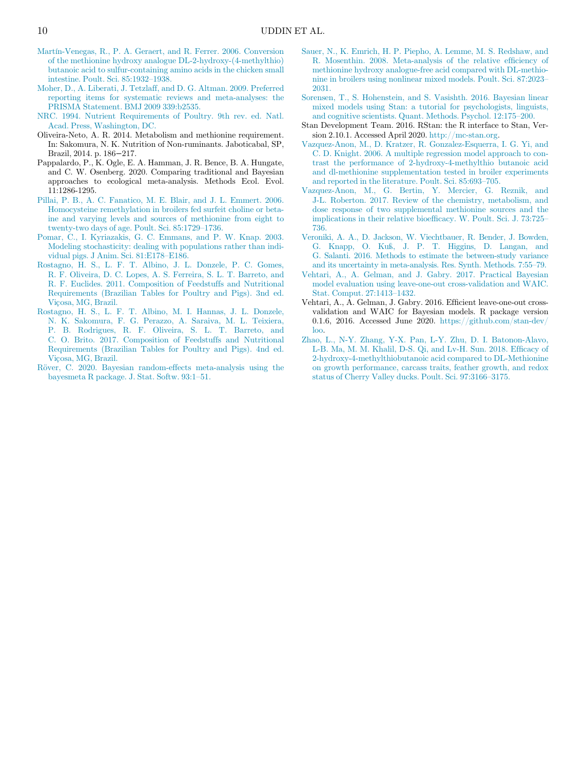Martín-Venegas, R., P. A. Geraert, and R. Ferrer. 2006. Conversion of the methionine hydroxy analogue DL-2-hydroxy-(4-methylthio) butanoic acid to sulfur-containing amino acids in the chicken small intestine. Poult. Sci. 85:1932–1938.

Moher, D., A. Liberati, J. Tetzlaff, and D. G. Altman. 2009. Preferred reporting items for systematic reviews and meta-analyses: the PRISMA Statement. BMJ 2009 339:b2535.

NRC. 1994. Nutrient Requirements of Poultry. 9th rev. ed. Natl. Acad. Press, Washington, DC.

Oliveira-Neto, A. R. 2014. Metabolism and methionine requirement. In: Sakomura, N. K. Nutrition of Non-ruminants. Jaboticabal, SP, Brazil, 2014. p. 186−217.

Pappalardo, P., K. Ogle, E. A. Hamman, J. R. Bence, B. A. Hungate, and C. W. Osenberg. 2020. Comparing traditional and Bayesian approaches to ecological meta-analysis. Methods Ecol. Evol. 11:1286-1295.

Pillai, P. B., A. C. Fanatico, M. E. Blair, and J. L. Emmert. 2006. Homocysteine remethylation in broilers fed surfeit choline or betaine and varying levels and sources of methionine from eight to twenty-two days of age. Poult. Sci. 85:1729–1736.

Pomar, C., I. Kyriazakis, G. C. Emmans, and P. W. Knap. 2003. Modeling stochasticity: dealing with populations rather than individual pigs. J Anim. Sci. 81:E178–E186.

Rostagno, H. S., L. F. T. Albino, J. L. Donzele, P. C. Gomes, R. F. Oliveira, D. C. Lopes, A. S. Ferreira, S. L. T. Barreto, and R. F. Euclides. 2011. Composition of Feedstuffs and Nutritional Requirements (Brazilian Tables for Poultry and Pigs). 3nd ed. Viçosa, MG, Brazil.

Rostagno, H. S., L. F. T. Albino, M. I. Hannas, J. L. Donzele, N. K. Sakomura, F. G. Perazzo, A. Saraiva, M. L. Teixiera, P. B. Rodrigues, R. F. Oliveira, S. L. T. Barreto, and C. O. Brito. 2017. Composition of Feedstuffs and Nutritional Requirements (Brazilian Tables for Poultry and Pigs). 4nd ed. Viçosa, MG, Brazil.

Röver, C. 2020. Bayesian random-effects meta-analysis using the bayesmeta R package. J. Stat. Softw. 93:1–51.

Sauer, N., K. Emrich, H. P. Piepho, A. Lemme, M. S. Redshaw, and R. Mosenthin. 2008. Meta-analysis of the relative efficiency of methionine hydroxy analogue-free acid compared with DL-methionine in broilers using nonlinear mixed models. Poult. Sci. 87:2023–2031.

Sorensen, T., S. Hohenstein, and S. Vasishth. 2016. Bayesian linear mixed models using Stan: a tutorial for psychologists, linguists, and cognitive scientists. Quant. Methods. Psychol. 12:175–200.

Stan Development Team. 2016. RStan: the R interface to Stan, Version 2.10.1. Accessed April 2020. http://mc-stan.org.

Vazquez-Anon, M., D. Kratzer, R. Gonzalez-Esquerra, I. G. Yi, and C. D. Knight. 2006. A multiple regression model approach to contrast the performance of 2-hydroxy-4-methylthio butanoic acid and dl-methionine supplementation tested in broiler experiments and reported in the literature. Poult. Sci. 85:693–705.

Vazquez-Anon, M., G. Bertin, Y. Mercier, G. Reznik, and J-L. Roberton. 2017. Review of the chemistry, metabolism, and dose response of two supplemental methionine sources and the implications in their relative bioefficacy. W. Poult. Sci. J. 73:725–736.

Veroniki, A. A., D. Jackson, W. Viechtbauer, R. Bender, J. Bowden, G. Knapp, O. Kuß, J. P. T. Higgins, D. Langan, and G. Salanti. 2016. Methods to estimate the between-study variance and its uncertainty in meta-analysis. Res. Synth. Methods. 7:55–79.

Vehtari, A., A. Gelman, and J. Gabry. 2017. Practical Bayesian model evaluation using leave-one-out cross-validation and WAIC. Stat. Comput. 27:1413–1432.

Vehtari, A., A. Gelman, J. Gabry. 2016. Efficient leave-one-out cross-validation and WAIC for Bayesian models. R package version 0.1.6, 2016. Accessed June 2020. https://github.com/stan-dev/loo.

Zhao, L., N-Y. Zhang, Y-X. Pan, L-Y. Zhu, D. I. Batonon-Alavo, L-B. Ma, M. M. Khalil, D-S. Qi, and Lv-H. Sun. 2018. Efficacy of 2-hydroxy-4-methylthiobutanoic acid compared to DL-Methionine on growth performance, carcass traits, feather growth, and redox status of Cherry Valley ducks. Poult. Sci. 97:3166–3175.